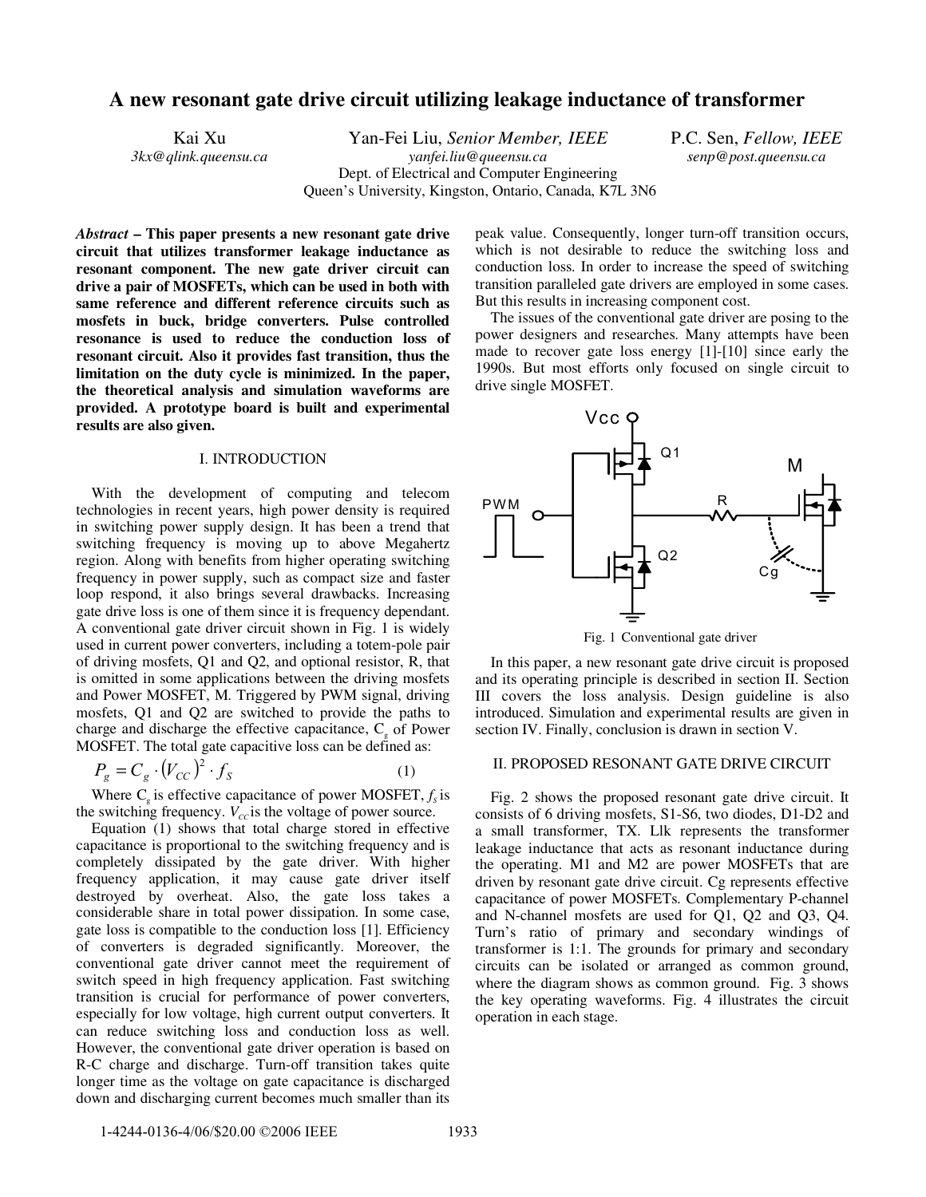# A new resonant gate drive circuit utilizing leakage inductance of transformer

Kai Xu
*3kx@qlink.queensu.ca*

Yan-Fei Liu, *Senior Member, IEEE*
*yanfei.liu@queensu.ca*

P.C. Sen, *Fellow, IEEE*
*senp@post.queensu.ca*

Dept. of Electrical and Computer Engineering
Queen's University, Kingston, Ontario, Canada, K7L 3N6

***Abstract* – This paper presents a new resonant gate drive circuit that utilizes transformer leakage inductance as resonant component. The new gate driver circuit can drive a pair of MOSFETs, which can be used in both with same reference and different reference circuits such as mosfets in buck, bridge converters. Pulse controlled resonance is used to reduce the conduction loss of resonant circuit. Also it provides fast transition, thus the limitation on the duty cycle is minimized. In the paper, the theoretical analysis and simulation waveforms are provided. A prototype board is built and experimental results are also given.**

## I. INTRODUCTION

With the development of computing and telecom technologies in recent years, high power density is required in switching power supply design. It has been a trend that switching frequency is moving up to above Megahertz region. Along with benefits from higher operating switching frequency in power supply, such as compact size and faster loop respond, it also brings several drawbacks. Increasing gate drive loss is one of them since it is frequency dependant. A conventional gate driver circuit shown in Fig. 1 is widely used in current power converters, including a totem-pole pair of driving mosfets, Q1 and Q2, and optional resistor, R, that is omitted in some applications between the driving mosfets and Power MOSFET, M. Triggered by PWM signal, driving mosfets, Q1 and Q2 are switched to provide the paths to charge and discharge the effective capacitance, $C_g$ of Power MOSFET. The total gate capacitive loss can be defined as:

$$P_g = C_g \cdot (V_{CC})^2 \cdot f_S \tag{1}$$

Where $C_g$ is effective capacitance of power MOSFET, $f_s$ is the switching frequency. $V_{cc}$ is the voltage of power source.

Equation (1) shows that total charge stored in effective capacitance is proportional to the switching frequency and is completely dissipated by the gate driver. With higher frequency application, it may cause gate driver itself destroyed by overheat. Also, the gate loss takes a considerable share in total power dissipation. In some case, gate loss is compatible to the conduction loss [1]. Efficiency of converters is degraded significantly. Moreover, the conventional gate driver cannot meet the requirement of switch speed in high frequency application. Fast switching transition is crucial for performance of power converters, especially for low voltage, high current output converters. It can reduce switching loss and conduction loss as well. However, the conventional gate driver operation is based on R-C charge and discharge. Turn-off transition takes quite longer time as the voltage on gate capacitance is discharged down and discharging current becomes much smaller than its peak value. Consequently, longer turn-off transition occurs, which is not desirable to reduce the switching loss and conduction loss. In order to increase the speed of switching transition paralleled gate drivers are employed in some cases. But this results in increasing component cost.

The issues of the conventional gate driver are posing to the power designers and researches. Many attempts have been made to recover gate loss energy [1]-[10] since early the 1990s. But most efforts only focused on single circuit to drive single MOSFET.

Fig. 1 Conventional gate driver

In this paper, a new resonant gate drive circuit is proposed and its operating principle is described in section II. Section III covers the loss analysis. Design guideline is also introduced. Simulation and experimental results are given in section IV. Finally, conclusion is drawn in section V.

## II. PROPOSED RESONANT GATE DRIVE CIRCUIT

Fig. 2 shows the proposed resonant gate drive circuit. It consists of 6 driving mosfets, S1-S6, two diodes, D1-D2 and a small transformer, TX. Llk represents the transformer leakage inductance that acts as resonant inductance during the operating. M1 and M2 are power MOSFETs that are driven by resonant gate drive circuit. Cg represents effective capacitance of power MOSFETs. Complementary P-channel and N-channel mosfets are used for Q1, Q2 and Q3, Q4. Turn's ratio of primary and secondary windings of transformer is 1:1. The grounds for primary and secondary circuits can be isolated or arranged as common ground, where the diagram shows as common ground. Fig. 3 shows the key operating waveforms. Fig. 4 illustrates the circuit operation in each stage.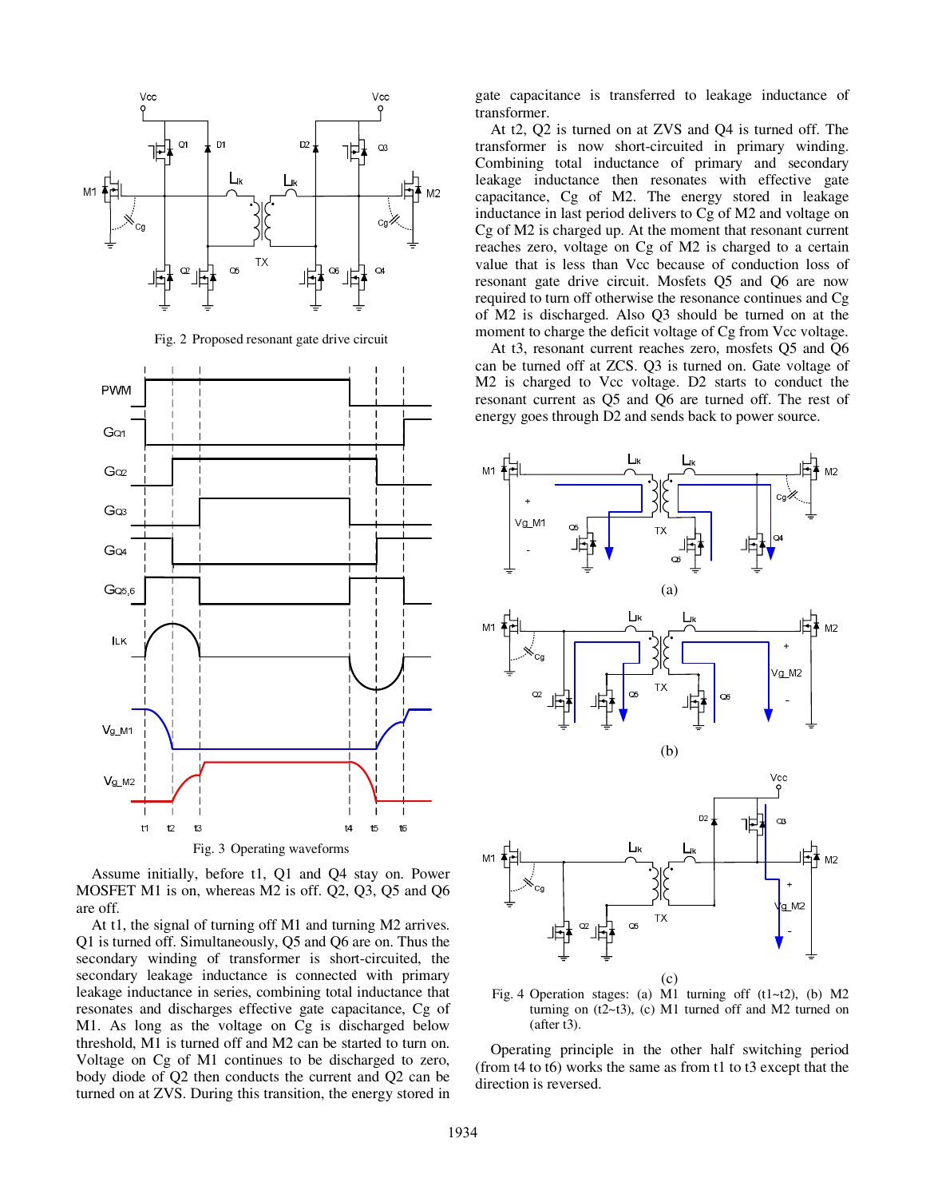Fig. 2 Proposed resonant gate drive circuit

Fig. 3 Operating waveforms

Assume initially, before t1, Q1 and Q4 stay on. Power MOSFET M1 is on, whereas M2 is off. Q2, Q3, Q5 and Q6 are off.

At t1, the signal of turning off M1 and turning M2 arrives. Q1 is turned off. Simultaneously, Q5 and Q6 are on. Thus the secondary winding of transformer is short-circuited, the secondary leakage inductance is connected with primary leakage inductance in series, combining total inductance that resonates and discharges effective gate capacitance, Cg of M1. As long as the voltage on Cg is discharged below threshold, M1 is turned off and M2 can be started to turn on. Voltage on Cg of M1 continues to be discharged to zero, body diode of Q2 then conducts the current and Q2 can be turned on at ZVS. During this transition, the energy stored in gate capacitance is transferred to leakage inductance of transformer.

At t2, Q2 is turned on at ZVS and Q4 is turned off. The transformer is now short-circuited in primary winding. Combining total inductance of primary and secondary leakage inductance then resonates with effective gate capacitance, Cg of M2. The energy stored in leakage inductance in last period delivers to Cg of M2 and voltage on Cg of M2 is charged up. At the moment that resonant current reaches zero, voltage on Cg of M2 is charged to a certain value that is less than Vcc because of conduction loss of resonant gate drive circuit. Mosfets Q5 and Q6 are now required to turn off otherwise the resonance continues and Cg of M2 is discharged. Also Q3 should be turned on at the moment to charge the deficit voltage of Cg from Vcc voltage.

At t3, resonant current reaches zero, mosfets Q5 and Q6 can be turned off at ZCS. Q3 is turned on. Gate voltage of M2 is charged to Vcc voltage. D2 starts to conduct the resonant current as Q5 and Q6 are turned off. The rest of energy goes through D2 and sends back to power source.

Fig. 4 Operation stages: (a) M1 turning off (t1~t2), (b) M2 turning on (t2~t3), (c) M1 turned off and M2 turned on (after t3).

Operating principle in the other half switching period (from t4 to t6) works the same as from t1 to t3 except that the direction is reversed.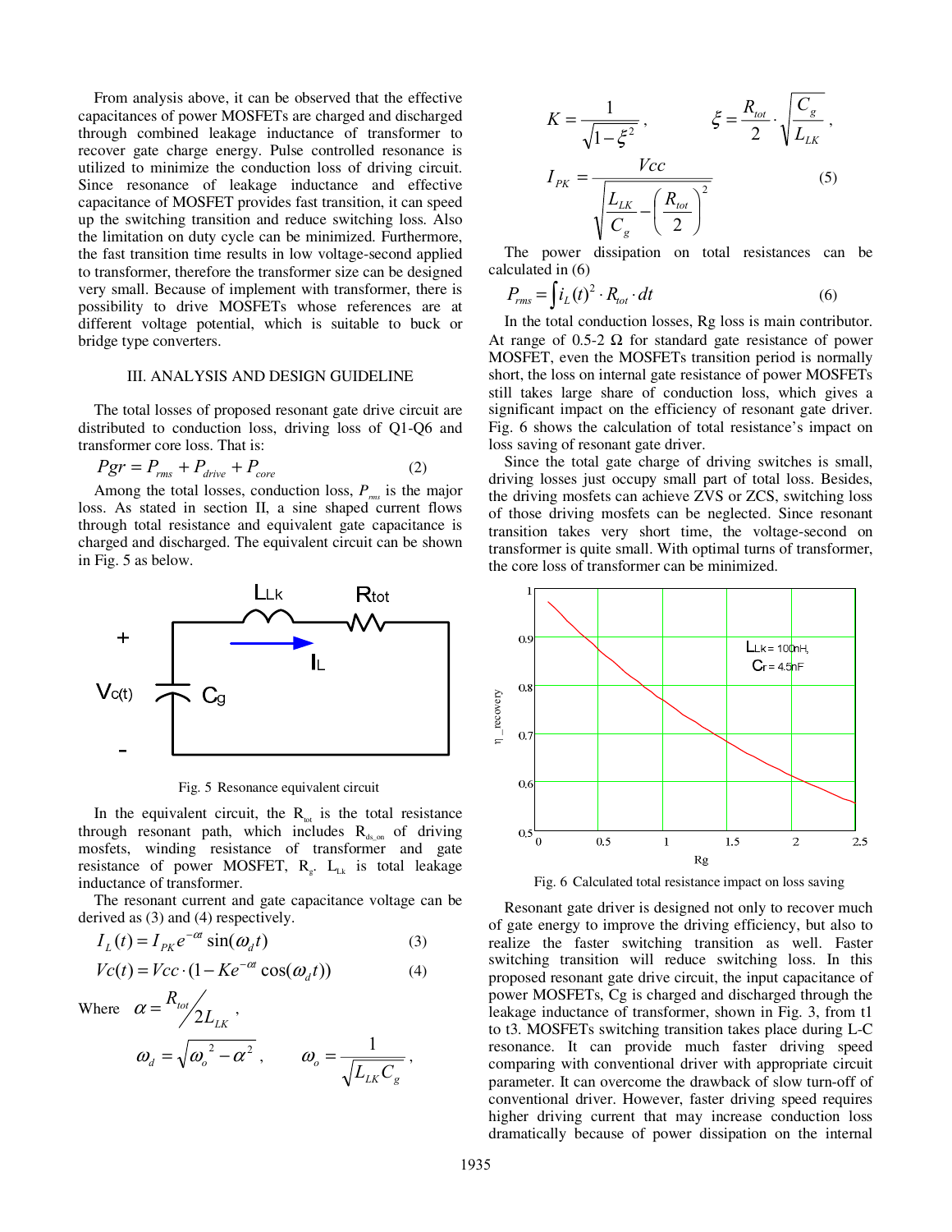From analysis above, it can be observed that the effective capacitances of power MOSFETs are charged and discharged through combined leakage inductance of transformer to recover gate charge energy. Pulse controlled resonance is utilized to minimize the conduction loss of driving circuit. Since resonance of leakage inductance and effective capacitance of MOSFET provides fast transition, it can speed up the switching transition and reduce switching loss. Also the limitation on duty cycle can be minimized. Furthermore, the fast transition time results in low voltage-second applied to transformer, therefore the transformer size can be designed very small. Because of implement with transformer, there is possibility to drive MOSFETs whose references are at different voltage potential, which is suitable to buck or bridge type converters.

## III. ANALYSIS AND DESIGN GUIDELINE

The total losses of proposed resonant gate drive circuit are distributed to conduction loss, driving loss of Q1-Q6 and transformer core loss. That is:

$$Pgr = P_{rms} + P_{drive} + P_{core} \tag{2}$$

Among the total losses, conduction loss, $P_{rms}$ is the major loss. As stated in section II, a sine shaped current flows through total resistance and equivalent gate capacitance is charged and discharged. The equivalent circuit can be shown in Fig. 5 as below.

Fig. 5 Resonance equivalent circuit

In the equivalent circuit, the $R_{tot}$ is the total resistance through resonant path, which includes $R_{ds\_on}$ of driving mosfets, winding resistance of transformer and gate resistance of power MOSFET, $R_g$. $L_{Lk}$ is total leakage inductance of transformer.

The resonant current and gate capacitance voltage can be derived as (3) and (4) respectively.

$$I_L(t) = I_{PK} e^{-\alpha t} \sin(\omega_d t) \tag{3}$$

$$Vc(t) = Vcc \cdot (1 - Ke^{-\alpha t} \cos(\omega_d t)) \tag{4}$$

Where $\alpha = R_{tot}/2L_{LK}$,

$$\omega_d = \sqrt{\omega_o^2 - \alpha^2}, \qquad \omega_o = \frac{1}{\sqrt{L_{LK} C_g}},$$

$$K = \frac{1}{\sqrt{1-\xi^2}}, \qquad \xi = \frac{R_{tot}}{2} \cdot \sqrt{\frac{C_g}{L_{LK}}},$$

$$I_{PK} = \frac{Vcc}{\sqrt{\frac{L_{LK}}{C_g} - \left(\frac{R_{tot}}{2}\right)^2}} \tag{5}$$

The power dissipation on total resistances can be calculated in (6)

$$P_{rms} = \int i_L(t)^2 \cdot R_{tot} \cdot dt \tag{6}$$

In the total conduction losses, Rg loss is main contributor. At range of 0.5-2 Ω for standard gate resistance of power MOSFET, even the MOSFETs transition period is normally short, the loss on internal gate resistance of power MOSFETs still takes large share of conduction loss, which gives a significant impact on the efficiency of resonant gate driver. Fig. 6 shows the calculation of total resistance's impact on loss saving of resonant gate driver.

Since the total gate charge of driving switches is small, driving losses just occupy small part of total loss. Besides, the driving mosfets can achieve ZVS or ZCS, switching loss of those driving mosfets can be neglected. Since resonant transition takes very short time, the voltage-second on transformer is quite small. With optimal turns of transformer, the core loss of transformer can be minimized.

Fig. 6 Calculated total resistance impact on loss saving

Resonant gate driver is designed not only to recover much of gate energy to improve the driving efficiency, but also to realize the faster switching transition as well. Faster switching transition will reduce switching loss. In this proposed resonant gate drive circuit, the input capacitance of power MOSFETs, Cg is charged and discharged through the leakage inductance of transformer, shown in Fig. 3, from t1 to t3. MOSFETs switching transition takes place during L-C resonance. It can provide much faster driving speed comparing with conventional driver with appropriate circuit parameter. It can overcome the drawback of slow turn-off of conventional driver. However, faster driving speed requires higher driving current that may increase conduction loss dramatically because of power dissipation on the internal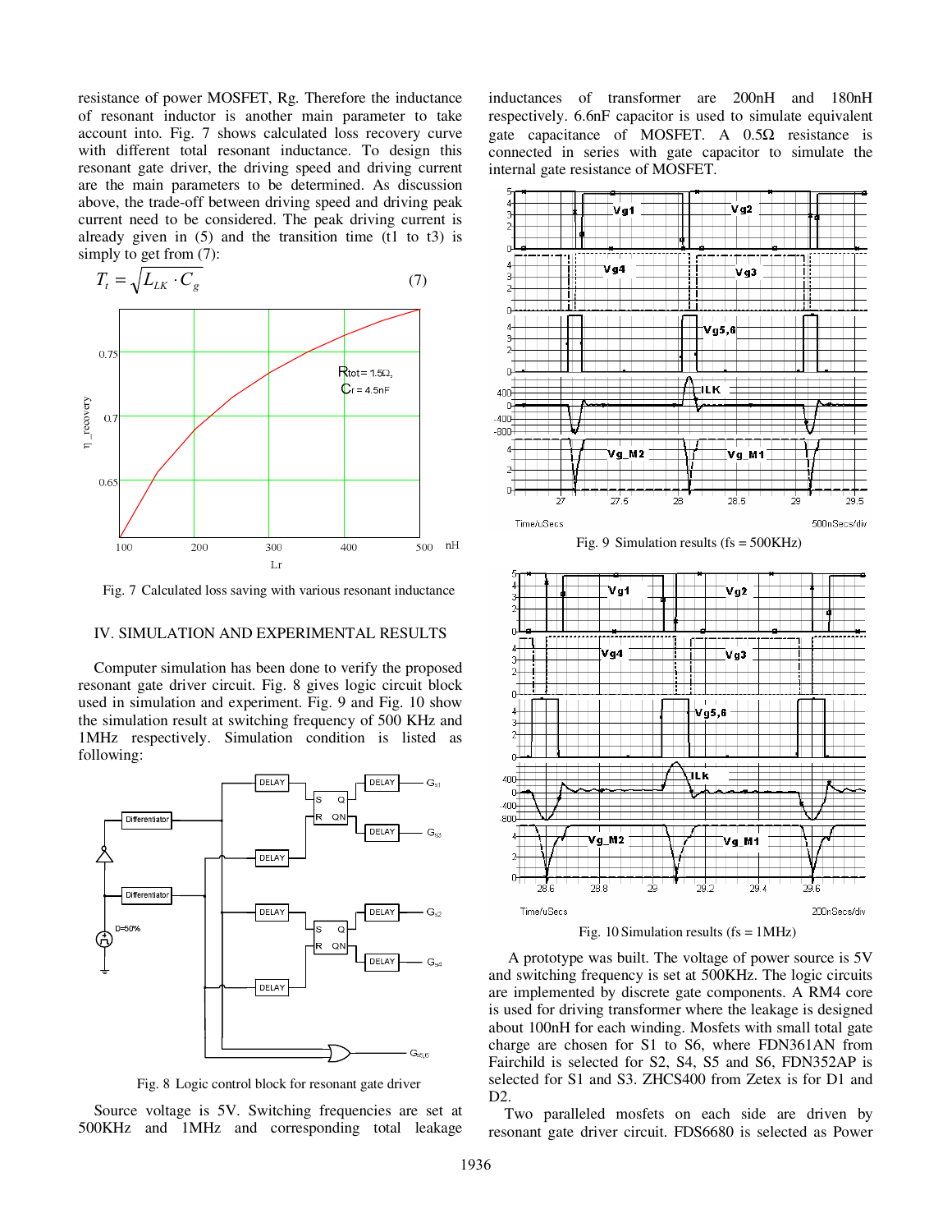resistance of power MOSFET, Rg. Therefore the inductance of resonant inductor is another main parameter to take account into. Fig. 7 shows calculated loss recovery curve with different total resonant inductance. To design this resonant gate driver, the driving speed and driving current are the main parameters to be determined. As discussion above, the trade-off between driving speed and driving peak current need to be considered. The peak driving current is already given in (5) and the transition time (t1 to t3) is simply to get from (7):

$$T_t = \sqrt{L_{LK} \cdot C_g} \qquad (7)$$

Fig. 7 Calculated loss saving with various resonant inductance

## IV. SIMULATION AND EXPERIMENTAL RESULTS

Computer simulation has been done to verify the proposed resonant gate driver circuit. Fig. 8 gives logic circuit block used in simulation and experiment. Fig. 9 and Fig. 10 show the simulation result at switching frequency of 500 KHz and 1MHz respectively. Simulation condition is listed as following:

Fig. 8 Logic control block for resonant gate driver

Source voltage is 5V. Switching frequencies are set at 500KHz and 1MHz and corresponding total leakage inductances of transformer are 200nH and 180nH respectively. 6.6nF capacitor is used to simulate equivalent gate capacitance of MOSFET. A 0.5Ω resistance is connected in series with gate capacitor to simulate the internal gate resistance of MOSFET.

Fig. 9 Simulation results (fs = 500KHz)

Fig. 10 Simulation results (fs = 1MHz)

A prototype was built. The voltage of power source is 5V and switching frequency is set at 500KHz. The logic circuits are implemented by discrete gate components. A RM4 core is used for driving transformer where the leakage is designed about 100nH for each winding. Mosfets with small total gate charge are chosen for S1 to S6, where FDN361AN from Fairchild is selected for S2, S4, S5 and S6, FDN352AP is selected for S1 and S3. ZHCS400 from Zetex is for D1 and D2.

Two paralleled mosfets on each side are driven by resonant gate driver circuit. FDS6680 is selected as Power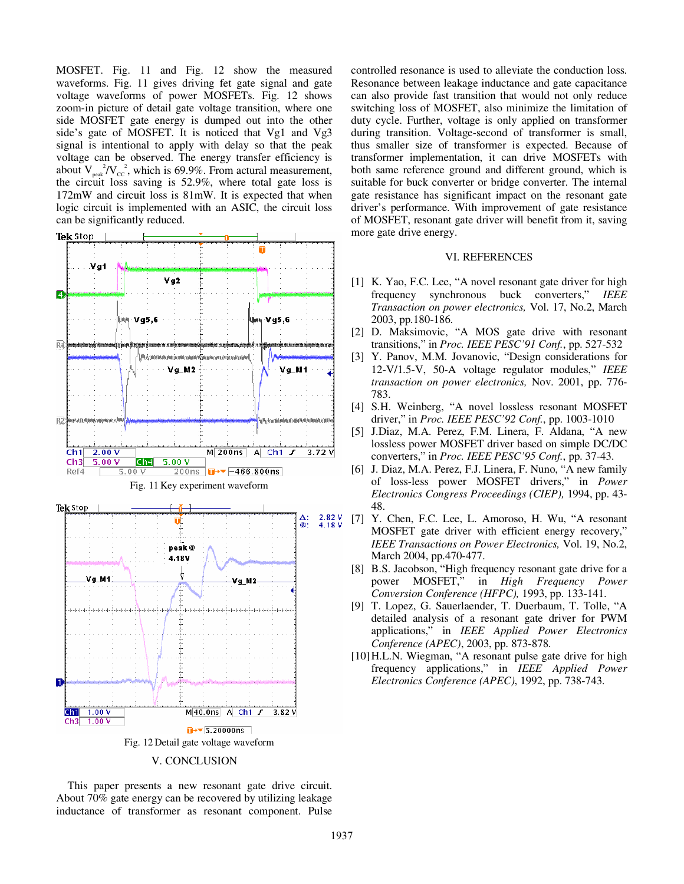MOSFET. Fig. 11 and Fig. 12 show the measured waveforms. Fig. 11 gives driving fet gate signal and gate voltage waveforms of power MOSFETs. Fig. 12 shows zoom-in picture of detail gate voltage transition, where one side MOSFET gate energy is dumped out into the other side's gate of MOSFET. It is noticed that Vg1 and Vg3 signal is intentional to apply with delay so that the peak voltage can be observed. The energy transfer efficiency is about $V_{peak}^2/V_{CC}^2$, which is 69.9%. From actural measurement, the circuit loss saving is 52.9%, where total gate loss is 172mW and circuit loss is 81mW. It is expected that when logic circuit is implemented with an ASIC, the circuit loss can be significantly reduced.

Tek Stop

Vg1

Vg2

Vg5,6

Vg5,6

Vg_M2

Vg_M1

Ch1 2.00 V
Ch3 5.00 V Ch4 5.00 V
Ref4 5.00 V 200ns
M 200ns A Ch1 3.72 V
-466.800ns

Fig. 11 Key experiment waveform

Tek Stop

Δ: 2.82 V
@: 4.18 V

peak @
4.18V

Vg_M1

Vg_M2

Ch1 1.00 V
Ch3 1.00 V
M 40.0ns A Ch1 3.82 V
5.20000ns

Fig. 12 Detail gate voltage waveform

## V. CONCLUSION

This paper presents a new resonant gate drive circuit. About 70% gate energy can be recovered by utilizing leakage inductance of transformer as resonant component. Pulse controlled resonance is used to alleviate the conduction loss. Resonance between leakage inductance and gate capacitance can also provide fast transition that would not only reduce switching loss of MOSFET, also minimize the limitation of duty cycle. Further, voltage is only applied on transformer during transition. Voltage-second of transformer is small, thus smaller size of transformer is expected. Because of transformer implementation, it can drive MOSFETs with both same reference ground and different ground, which is suitable for buck converter or bridge converter. The internal gate resistance has significant impact on the resonant gate driver's performance. With improvement of gate resistance of MOSFET, resonant gate driver will benefit from it, saving more gate drive energy.

## VI. REFERENCES

[1] K. Yao, F.C. Lee, "A novel resonant gate driver for high frequency synchronous buck converters," *IEEE Transaction on power electronics,* Vol. 17, No.2, March 2003, pp.180-186.

[2] D. Maksimovic, "A MOS gate drive with resonant transitions," in *Proc. IEEE PESC'91 Conf.*, pp. 527-532

[3] Y. Panov, M.M. Jovanovic, "Design considerations for 12-V/1.5-V, 50-A voltage regulator modules," *IEEE transaction on power electronics,* Nov. 2001, pp. 776-783.

[4] S.H. Weinberg, "A novel lossless resonant MOSFET driver," in *Proc. IEEE PESC'92 Conf.*, pp. 1003-1010

[5] J.Diaz, M.A. Perez, F.M. Linera, F. Aldana, "A new lossless power MOSFET driver based on simple DC/DC converters," in *Proc. IEEE PESC'95 Conf.*, pp. 37-43.

[6] J. Diaz, M.A. Perez, F.J. Linera, F. Nuno, "A new family of loss-less power MOSFET drivers," in *Power Electronics Congress Proceedings (CIEP),* 1994, pp. 43-48.

[7] Y. Chen, F.C. Lee, L. Amoroso, H. Wu, "A resonant MOSFET gate driver with efficient energy recovery," *IEEE Transactions on Power Electronics,* Vol. 19, No.2, March 2004, pp.470-477.

[8] B.S. Jacobson, "High frequency resonant gate drive for a power MOSFET," in *High Frequency Power Conversion Conference (HFPC),* 1993, pp. 133-141.

[9] T. Lopez, G. Sauerlaender, T. Duerbaum, T. Tolle, "A detailed analysis of a resonant gate driver for PWM applications," in *IEEE Applied Power Electronics Conference (APEC)*, 2003, pp. 873-878.

[10] H.L.N. Wiegman, "A resonant pulse gate drive for high frequency applications," in *IEEE Applied Power Electronics Conference (APEC)*, 1992, pp. 738-743.